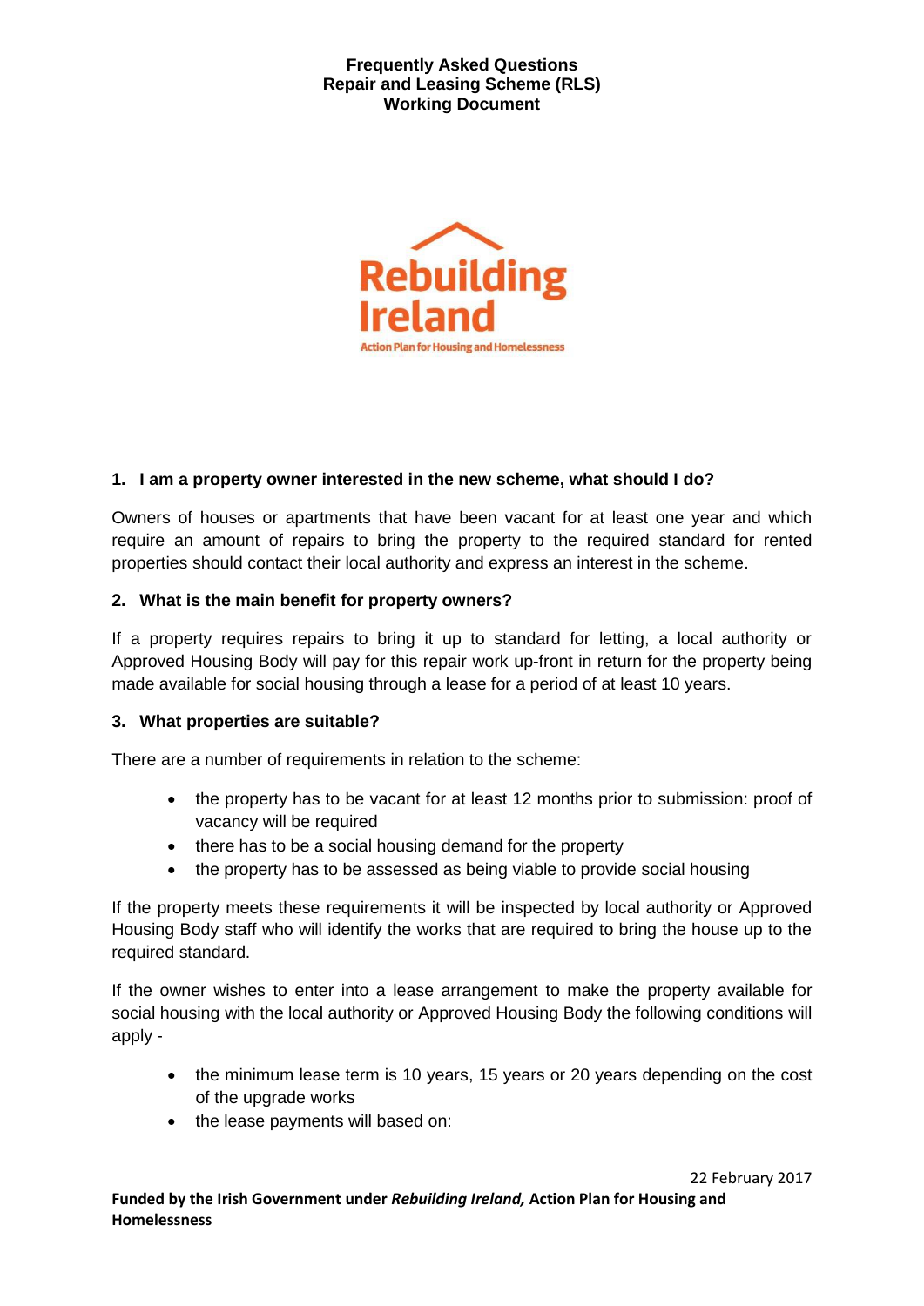**Frequently Asked Questions**
**Repair and Leasing Scheme (RLS)**
**Working Document**

## 1. I am a property owner interested in the new scheme, what should I do?

Owners of houses or apartments that have been vacant for at least one year and which require an amount of repairs to bring the property to the required standard for rented properties should contact their local authority and express an interest in the scheme.

## 2. What is the main benefit for property owners?

If a property requires repairs to bring it up to standard for letting, a local authority or Approved Housing Body will pay for this repair work up-front in return for the property being made available for social housing through a lease for a period of at least 10 years.

## 3. What properties are suitable?

There are a number of requirements in relation to the scheme:

- the property has to be vacant for at least 12 months prior to submission: proof of vacancy will be required
- there has to be a social housing demand for the property
- the property has to be assessed as being viable to provide social housing

If the property meets these requirements it will be inspected by local authority or Approved Housing Body staff who will identify the works that are required to bring the house up to the required standard.

If the owner wishes to enter into a lease arrangement to make the property available for social housing with the local authority or Approved Housing Body the following conditions will apply -

- the minimum lease term is 10 years, 15 years or 20 years depending on the cost of the upgrade works
- the lease payments will based on:

22 February 2017

**Funded by the Irish Government under *Rebuilding Ireland,* Action Plan for Housing and Homelessness**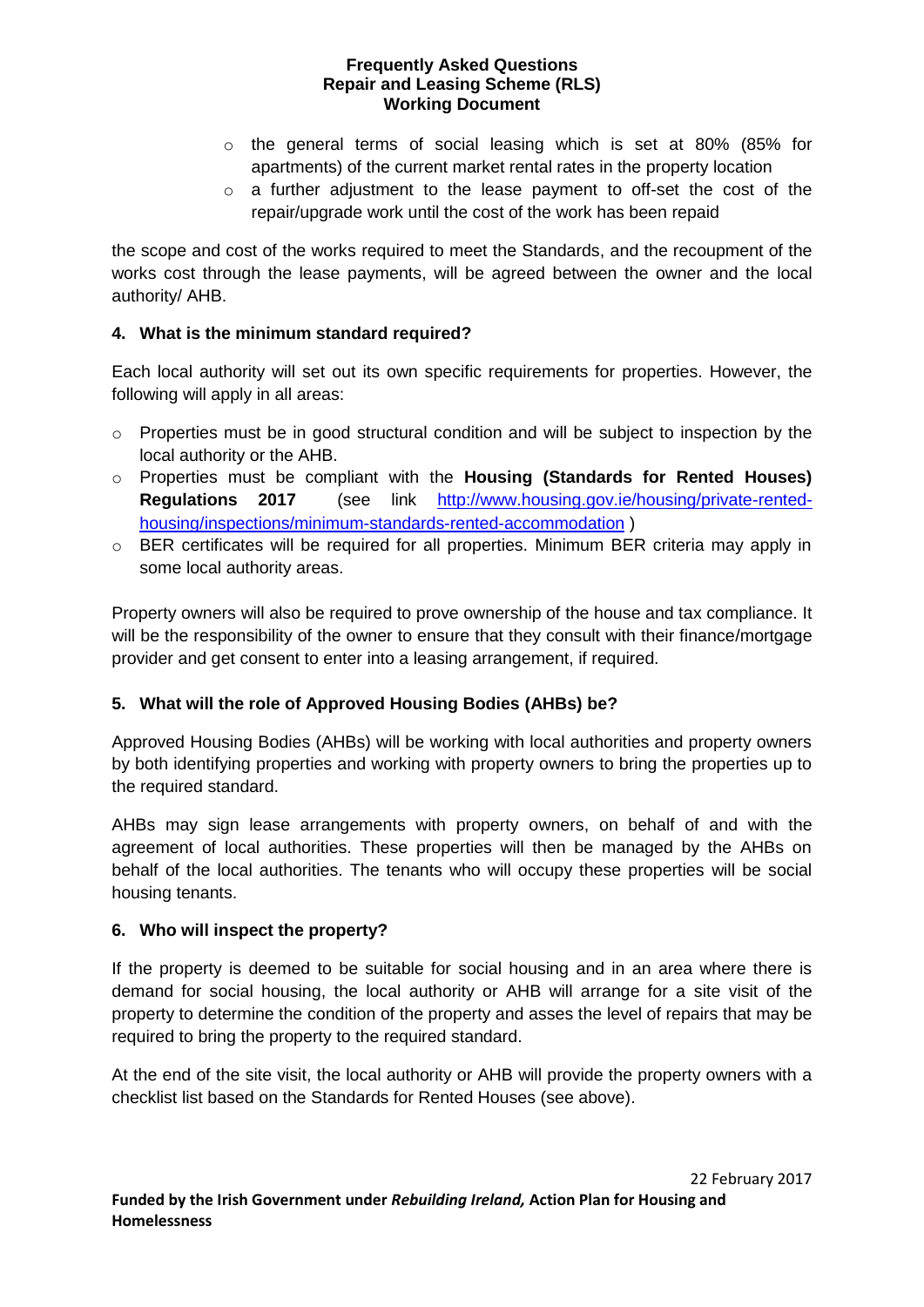- the general terms of social leasing which is set at 80% (85% for apartments) of the current market rental rates in the property location
- a further adjustment to the lease payment to off-set the cost of the repair/upgrade work until the cost of the work has been repaid

the scope and cost of the works required to meet the Standards, and the recoupment of the works cost through the lease payments, will be agreed between the owner and the local authority/ AHB.

### 4. What is the minimum standard required?

Each local authority will set out its own specific requirements for properties. However, the following will apply in all areas:

- Properties must be in good structural condition and will be subject to inspection by the local authority or the AHB.
- Properties must be compliant with the **Housing (Standards for Rented Houses) Regulations 2017** (see link [http://www.housing.gov.ie/housing/private-rented-housing/inspections/minimum-standards-rented-accommodation](http://www.housing.gov.ie/housing/private-rented-housing/inspections/minimum-standards-rented-accommodation) )
- BER certificates will be required for all properties. Minimum BER criteria may apply in some local authority areas.

Property owners will also be required to prove ownership of the house and tax compliance. It will be the responsibility of the owner to ensure that they consult with their finance/mortgage provider and get consent to enter into a leasing arrangement, if required.

### 5. What will the role of Approved Housing Bodies (AHBs) be?

Approved Housing Bodies (AHBs) will be working with local authorities and property owners by both identifying properties and working with property owners to bring the properties up to the required standard.

AHBs may sign lease arrangements with property owners, on behalf of and with the agreement of local authorities. These properties will then be managed by the AHBs on behalf of the local authorities. The tenants who will occupy these properties will be social housing tenants.

### 6. Who will inspect the property?

If the property is deemed to be suitable for social housing and in an area where there is demand for social housing, the local authority or AHB will arrange for a site visit of the property to determine the condition of the property and asses the level of repairs that may be required to bring the property to the required standard.

At the end of the site visit, the local authority or AHB will provide the property owners with a checklist list based on the Standards for Rented Houses (see above).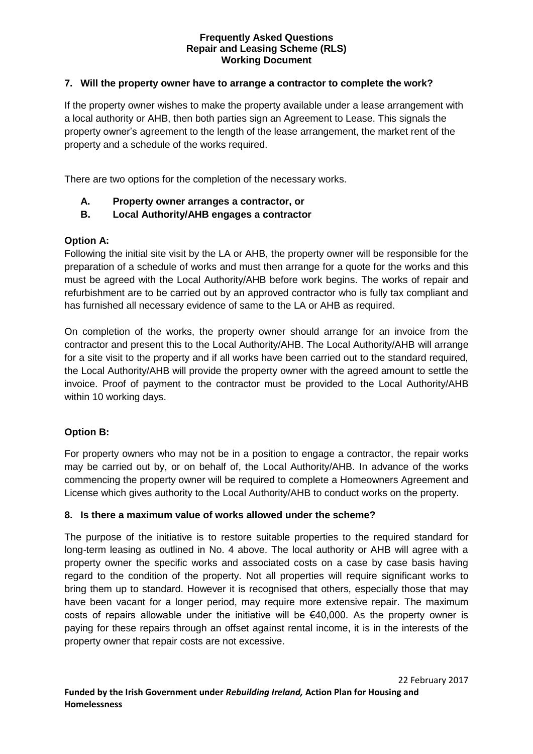### 7. Will the property owner have to arrange a contractor to complete the work?

If the property owner wishes to make the property available under a lease arrangement with a local authority or AHB, then both parties sign an Agreement to Lease. This signals the property owner's agreement to the length of the lease arrangement, the market rent of the property and a schedule of the works required.

There are two options for the completion of the necessary works.

**A. Property owner arranges a contractor, or**
**B. Local Authority/AHB engages a contractor**

**Option A:**
Following the initial site visit by the LA or AHB, the property owner will be responsible for the preparation of a schedule of works and must then arrange for a quote for the works and this must be agreed with the Local Authority/AHB before work begins. The works of repair and refurbishment are to be carried out by an approved contractor who is fully tax compliant and has furnished all necessary evidence of same to the LA or AHB as required.

On completion of the works, the property owner should arrange for an invoice from the contractor and present this to the Local Authority/AHB. The Local Authority/AHB will arrange for a site visit to the property and if all works have been carried out to the standard required, the Local Authority/AHB will provide the property owner with the agreed amount to settle the invoice. Proof of payment to the contractor must be provided to the Local Authority/AHB within 10 working days.

**Option B:**

For property owners who may not be in a position to engage a contractor, the repair works may be carried out by, or on behalf of, the Local Authority/AHB. In advance of the works commencing the property owner will be required to complete a Homeowners Agreement and License which gives authority to the Local Authority/AHB to conduct works on the property.

### 8. Is there a maximum value of works allowed under the scheme?

The purpose of the initiative is to restore suitable properties to the required standard for long-term leasing as outlined in No. 4 above. The local authority or AHB will agree with a property owner the specific works and associated costs on a case by case basis having regard to the condition of the property. Not all properties will require significant works to bring them up to standard. However it is recognised that others, especially those that may have been vacant for a longer period, may require more extensive repair. The maximum costs of repairs allowable under the initiative will be €40,000. As the property owner is paying for these repairs through an offset against rental income, it is in the interests of the property owner that repair costs are not excessive.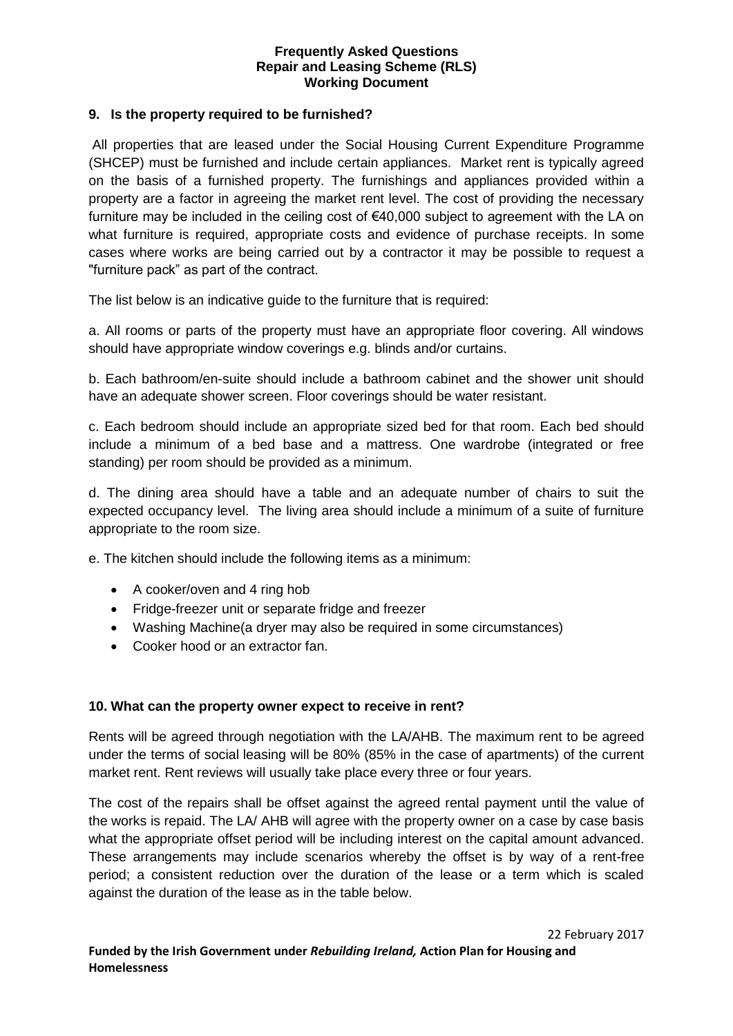### 9. Is the property required to be furnished?

All properties that are leased under the Social Housing Current Expenditure Programme (SHCEP) must be furnished and include certain appliances. Market rent is typically agreed on the basis of a furnished property. The furnishings and appliances provided within a property are a factor in agreeing the market rent level. The cost of providing the necessary furniture may be included in the ceiling cost of €40,000 subject to agreement with the LA on what furniture is required, appropriate costs and evidence of purchase receipts. In some cases where works are being carried out by a contractor it may be possible to request a "furniture pack" as part of the contract.

The list below is an indicative guide to the furniture that is required:

a. All rooms or parts of the property must have an appropriate floor covering. All windows should have appropriate window coverings e.g. blinds and/or curtains.

b. Each bathroom/en-suite should include a bathroom cabinet and the shower unit should have an adequate shower screen. Floor coverings should be water resistant.

c. Each bedroom should include an appropriate sized bed for that room. Each bed should include a minimum of a bed base and a mattress. One wardrobe (integrated or free standing) per room should be provided as a minimum.

d. The dining area should have a table and an adequate number of chairs to suit the expected occupancy level. The living area should include a minimum of a suite of furniture appropriate to the room size.

e. The kitchen should include the following items as a minimum:

- A cooker/oven and 4 ring hob
- Fridge-freezer unit or separate fridge and freezer
- Washing Machine(a dryer may also be required in some circumstances)
- Cooker hood or an extractor fan.

### 10. What can the property owner expect to receive in rent?

Rents will be agreed through negotiation with the LA/AHB. The maximum rent to be agreed under the terms of social leasing will be 80% (85% in the case of apartments) of the current market rent. Rent reviews will usually take place every three or four years.

The cost of the repairs shall be offset against the agreed rental payment until the value of the works is repaid. The LA/ AHB will agree with the property owner on a case by case basis what the appropriate offset period will be including interest on the capital amount advanced. These arrangements may include scenarios whereby the offset is by way of a rent-free period; a consistent reduction over the duration of the lease or a term which is scaled against the duration of the lease as in the table below.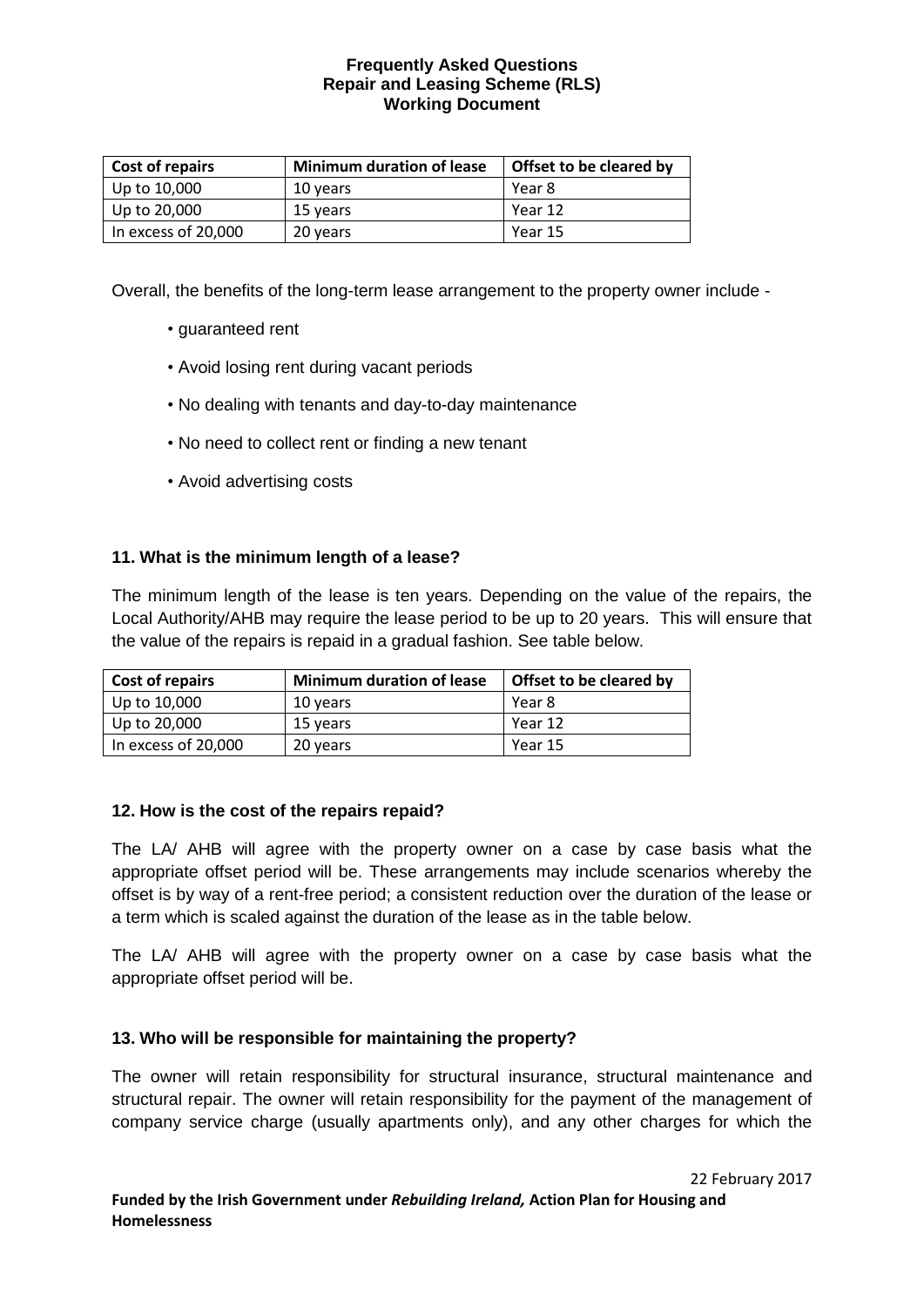| Cost of repairs | Minimum duration of lease | Offset to be cleared by |
|---|---|---|
| Up to 10,000 | 10 years | Year 8 |
| Up to 20,000 | 15 years | Year 12 |
| In excess of 20,000 | 20 years | Year 15 |

Overall, the benefits of the long-term lease arrangement to the property owner include -

- guaranteed rent
- Avoid losing rent during vacant periods
- No dealing with tenants and day-to-day maintenance
- No need to collect rent or finding a new tenant
- Avoid advertising costs

### 11. What is the minimum length of a lease?

The minimum length of the lease is ten years. Depending on the value of the repairs, the Local Authority/AHB may require the lease period to be up to 20 years. This will ensure that the value of the repairs is repaid in a gradual fashion. See table below.

| Cost of repairs | Minimum duration of lease | Offset to be cleared by |
|---|---|---|
| Up to 10,000 | 10 years | Year 8 |
| Up to 20,000 | 15 years | Year 12 |
| In excess of 20,000 | 20 years | Year 15 |

### 12. How is the cost of the repairs repaid?

The LA/ AHB will agree with the property owner on a case by case basis what the appropriate offset period will be. These arrangements may include scenarios whereby the offset is by way of a rent-free period; a consistent reduction over the duration of the lease or a term which is scaled against the duration of the lease as in the table below.

The LA/ AHB will agree with the property owner on a case by case basis what the appropriate offset period will be.

### 13. Who will be responsible for maintaining the property?

The owner will retain responsibility for structural insurance, structural maintenance and structural repair. The owner will retain responsibility for the payment of the management of company service charge (usually apartments only), and any other charges for which the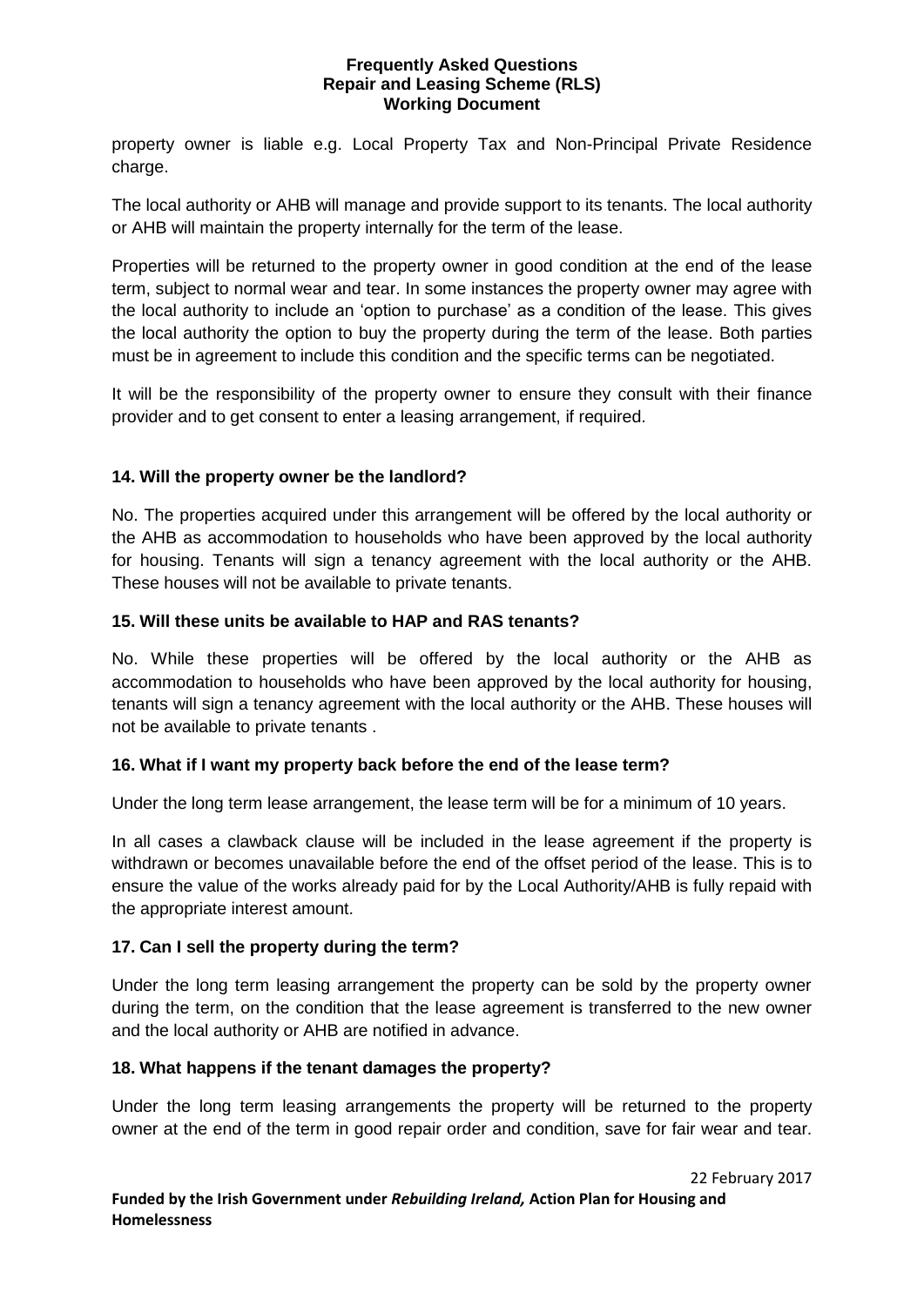property owner is liable e.g. Local Property Tax and Non-Principal Private Residence charge.

The local authority or AHB will manage and provide support to its tenants. The local authority or AHB will maintain the property internally for the term of the lease.

Properties will be returned to the property owner in good condition at the end of the lease term, subject to normal wear and tear. In some instances the property owner may agree with the local authority to include an 'option to purchase' as a condition of the lease. This gives the local authority the option to buy the property during the term of the lease. Both parties must be in agreement to include this condition and the specific terms can be negotiated.

It will be the responsibility of the property owner to ensure they consult with their finance provider and to get consent to enter a leasing arrangement, if required.

**14. Will the property owner be the landlord?**

No. The properties acquired under this arrangement will be offered by the local authority or the AHB as accommodation to households who have been approved by the local authority for housing. Tenants will sign a tenancy agreement with the local authority or the AHB. These houses will not be available to private tenants.

**15. Will these units be available to HAP and RAS tenants?**

No. While these properties will be offered by the local authority or the AHB as accommodation to households who have been approved by the local authority for housing, tenants will sign a tenancy agreement with the local authority or the AHB. These houses will not be available to private tenants .

**16. What if I want my property back before the end of the lease term?**

Under the long term lease arrangement, the lease term will be for a minimum of 10 years.

In all cases a clawback clause will be included in the lease agreement if the property is withdrawn or becomes unavailable before the end of the offset period of the lease. This is to ensure the value of the works already paid for by the Local Authority/AHB is fully repaid with the appropriate interest amount.

**17. Can I sell the property during the term?**

Under the long term leasing arrangement the property can be sold by the property owner during the term, on the condition that the lease agreement is transferred to the new owner and the local authority or AHB are notified in advance.

**18. What happens if the tenant damages the property?**

Under the long term leasing arrangements the property will be returned to the property owner at the end of the term in good repair order and condition, save for fair wear and tear.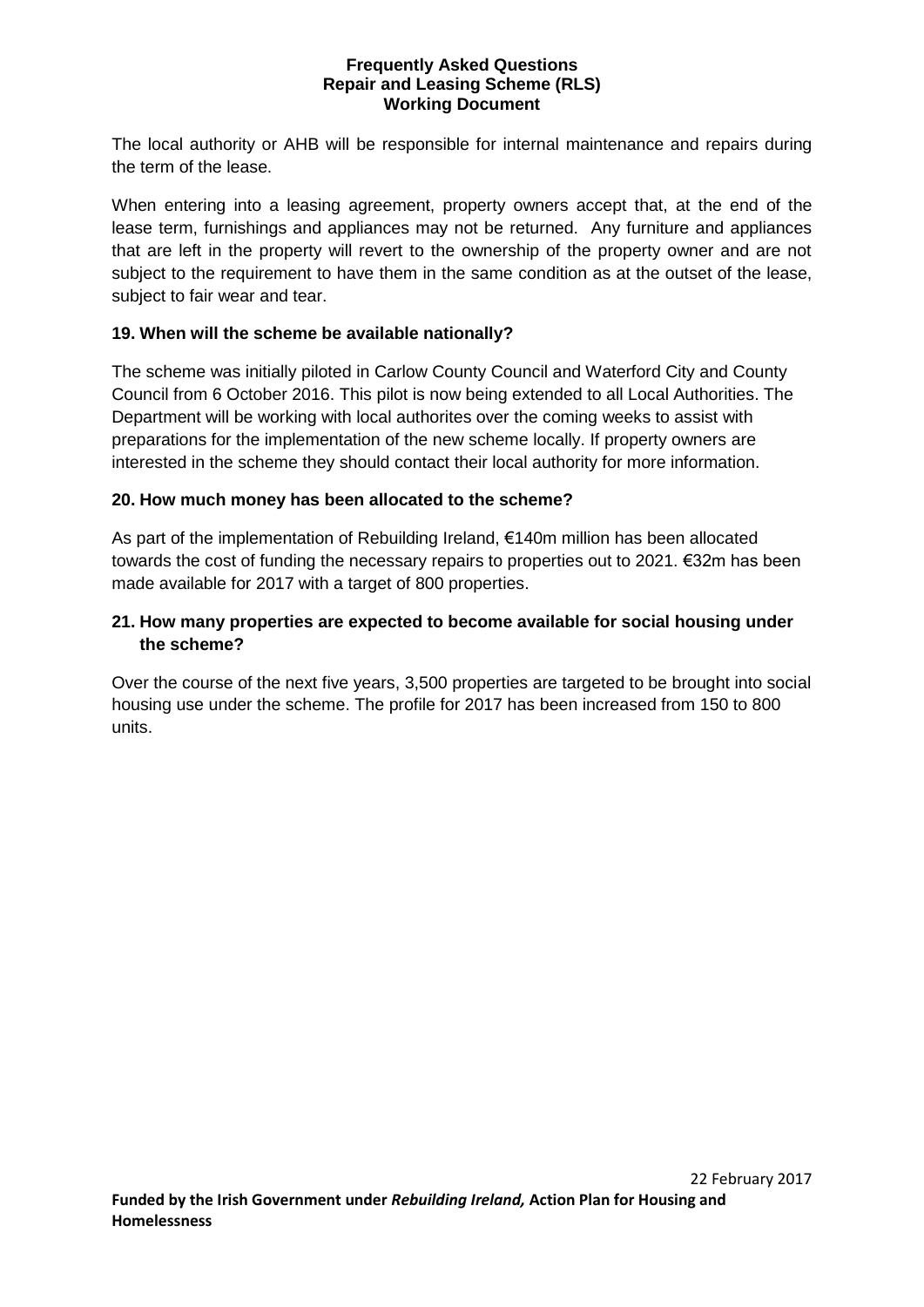The local authority or AHB will be responsible for internal maintenance and repairs during the term of the lease.

When entering into a leasing agreement, property owners accept that, at the end of the lease term, furnishings and appliances may not be returned. Any furniture and appliances that are left in the property will revert to the ownership of the property owner and are not subject to the requirement to have them in the same condition as at the outset of the lease, subject to fair wear and tear.

**19. When will the scheme be available nationally?**

The scheme was initially piloted in Carlow County Council and Waterford City and County Council from 6 October 2016. This pilot is now being extended to all Local Authorities. The Department will be working with local authorites over the coming weeks to assist with preparations for the implementation of the new scheme locally. If property owners are interested in the scheme they should contact their local authority for more information.

**20. How much money has been allocated to the scheme?**

As part of the implementation of Rebuilding Ireland, €140m million has been allocated towards the cost of funding the necessary repairs to properties out to 2021. €32m has been made available for 2017 with a target of 800 properties.

**21. How many properties are expected to become available for social housing under the scheme?**

Over the course of the next five years, 3,500 properties are targeted to be brought into social housing use under the scheme. The profile for 2017 has been increased from 150 to 800 units.